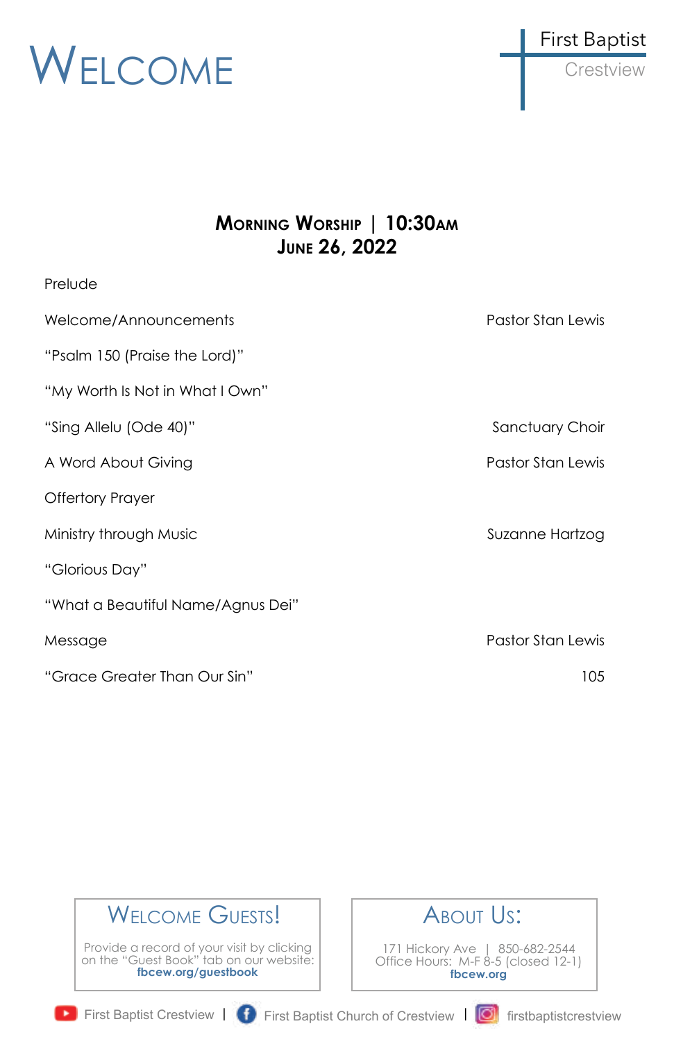# Welcome

First Baptist
Crestview

## Morning Worship | 10:30AM
## June 26, 2022

| | |
|---|---|
| Prelude | |
| Welcome/Announcements | Pastor Stan Lewis |
| "Psalm 150 (Praise the Lord)" | |
| "My Worth Is Not in What I Own" | |
| "Sing Allelu (Ode 40)" | Sanctuary Choir |
| A Word About Giving | Pastor Stan Lewis |
| Offertory Prayer | |
| Ministry through Music | Suzanne Hartzog |
| "Glorious Day" | |
| "What a Beautiful Name/Agnus Dei" | |
| Message | Pastor Stan Lewis |
| "Grace Greater Than Our Sin" | 105 |

### Welcome Guests!

Provide a record of your visit by clicking on the "Guest Book" tab on our website:
**fbcew.org/guestbook**

### About Us:

171 Hickory Ave | 850-682-2544
Office Hours: M-F 8-5 (closed 12-1)
**fbcew.org**

First Baptist Crestview | First Baptist Church of Crestview | firstbaptistcrestview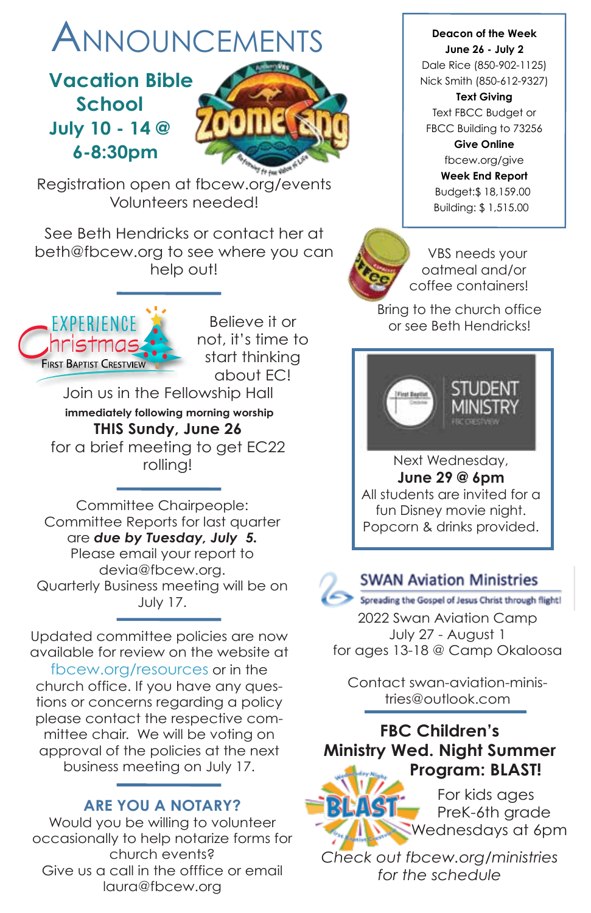# ANNOUNCEMENTS

## Vacation Bible School
## July 10 - 14 @ 6-8:30pm

Registration open at fbcew.org/events
Volunteers needed!

See Beth Hendricks or contact her at beth@fbcew.org to see where you can help out!

---

Believe it or not, it's time to start thinking about EC!

Join us in the Fellowship Hall
**immediately following morning worship**
**THIS Sundy, June 26**
for a brief meeting to get EC22 rolling!

---

Committee Chairpeople:
Committee Reports for last quarter are ***due by Tuesday, July 5.***
Please email your report to devia@fbcew.org.
Quarterly Business meeting will be on July 17.

---

Updated committee policies are now available for review on the website at fbcew.org/resources or in the church office. If you have any questions or concerns regarding a policy please contact the respective committee chair. We will be voting on approval of the policies at the next business meeting on July 17.

## ARE YOU A NOTARY?

Would you be willing to volunteer occasionally to help notarize forms for church events?
Give us a call in the offfice or email laura@fbcew.org

---

**Deacon of the Week**
**June 26 - July 2**
Dale Rice (850-902-1125)
Nick Smith (850-612-9327)

**Text Giving**
Text FBCC Budget or FBCC Building to 73256

**Give Online**
fbcew.org/give

**Week End Report**
Budget:$ 18,159.00
Building: $ 1,515.00

---

VBS needs your oatmeal and/or coffee containers!
Bring to the church office or see Beth Hendricks!

---

STUDENT MINISTRY

Next Wednesday,
**June 29 @ 6pm**
All students are invited for a fun Disney movie night.
Popcorn & drinks provided.

---

SWAN Aviation Ministries
Spreading the Gospel of Jesus Christ through flight!

2022 Swan Aviation Camp
July 27 - August 1
for ages 13-18 @ Camp Okaloosa

Contact swan-aviation-ministries@outlook.com

---

## FBC Children's Ministry Wed. Night Summer Program: BLAST!

For kids ages PreK-6th grade
Wednesdays at 6pm

*Check out fbcew.org/ministries for the schedule*